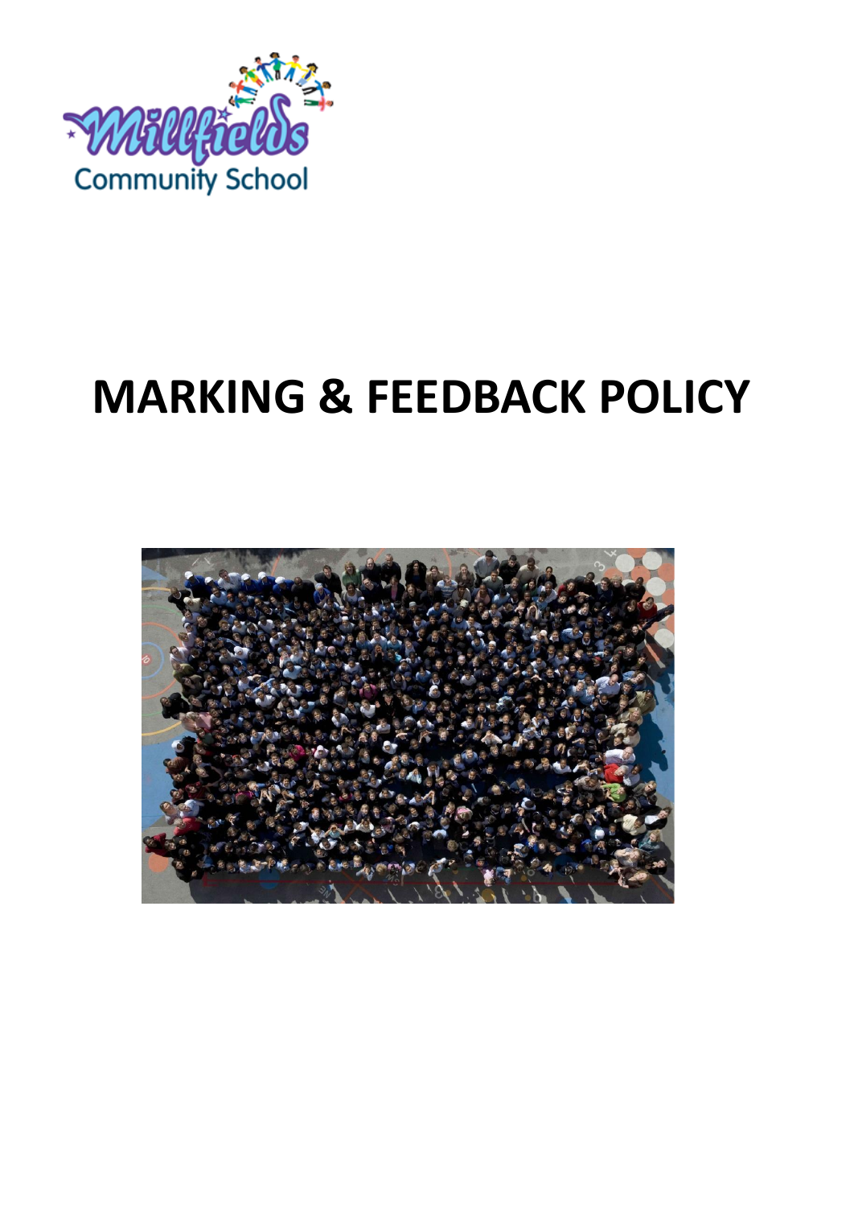Millfields Community School

# MARKING & FEEDBACK POLICY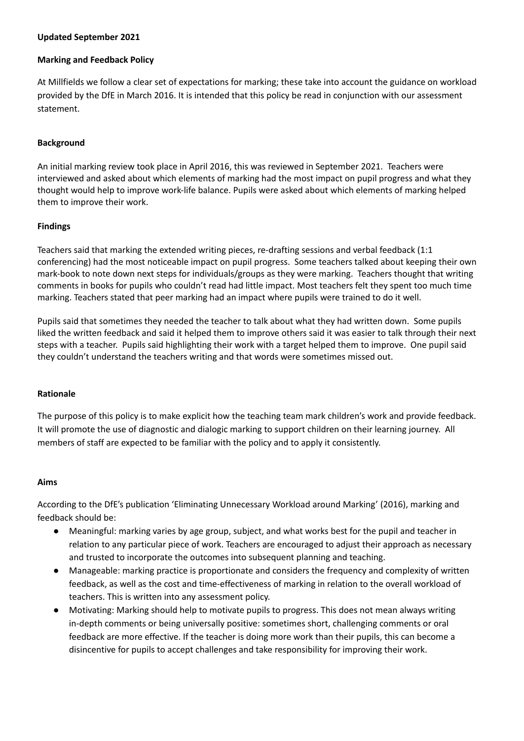**Updated September 2021**

**Marking and Feedback Policy**

At Millfields we follow a clear set of expectations for marking; these take into account the guidance on workload provided by the DfE in March 2016. It is intended that this policy be read in conjunction with our assessment statement.

**Background**

An initial marking review took place in April 2016, this was reviewed in September 2021. Teachers were interviewed and asked about which elements of marking had the most impact on pupil progress and what they thought would help to improve work-life balance. Pupils were asked about which elements of marking helped them to improve their work.

**Findings**

Teachers said that marking the extended writing pieces, re-drafting sessions and verbal feedback (1:1 conferencing) had the most noticeable impact on pupil progress. Some teachers talked about keeping their own mark-book to note down next steps for individuals/groups as they were marking. Teachers thought that writing comments in books for pupils who couldn't read had little impact. Most teachers felt they spent too much time marking. Teachers stated that peer marking had an impact where pupils were trained to do it well.

Pupils said that sometimes they needed the teacher to talk about what they had written down. Some pupils liked the written feedback and said it helped them to improve others said it was easier to talk through their next steps with a teacher. Pupils said highlighting their work with a target helped them to improve. One pupil said they couldn't understand the teachers writing and that words were sometimes missed out.

**Rationale**

The purpose of this policy is to make explicit how the teaching team mark children's work and provide feedback. It will promote the use of diagnostic and dialogic marking to support children on their learning journey. All members of staff are expected to be familiar with the policy and to apply it consistently.

**Aims**

According to the DfE's publication 'Eliminating Unnecessary Workload around Marking' (2016), marking and feedback should be:

- Meaningful: marking varies by age group, subject, and what works best for the pupil and teacher in relation to any particular piece of work. Teachers are encouraged to adjust their approach as necessary and trusted to incorporate the outcomes into subsequent planning and teaching.
- Manageable: marking practice is proportionate and considers the frequency and complexity of written feedback, as well as the cost and time-effectiveness of marking in relation to the overall workload of teachers. This is written into any assessment policy.
- Motivating: Marking should help to motivate pupils to progress. This does not mean always writing in-depth comments or being universally positive: sometimes short, challenging comments or oral feedback are more effective. If the teacher is doing more work than their pupils, this can become a disincentive for pupils to accept challenges and take responsibility for improving their work.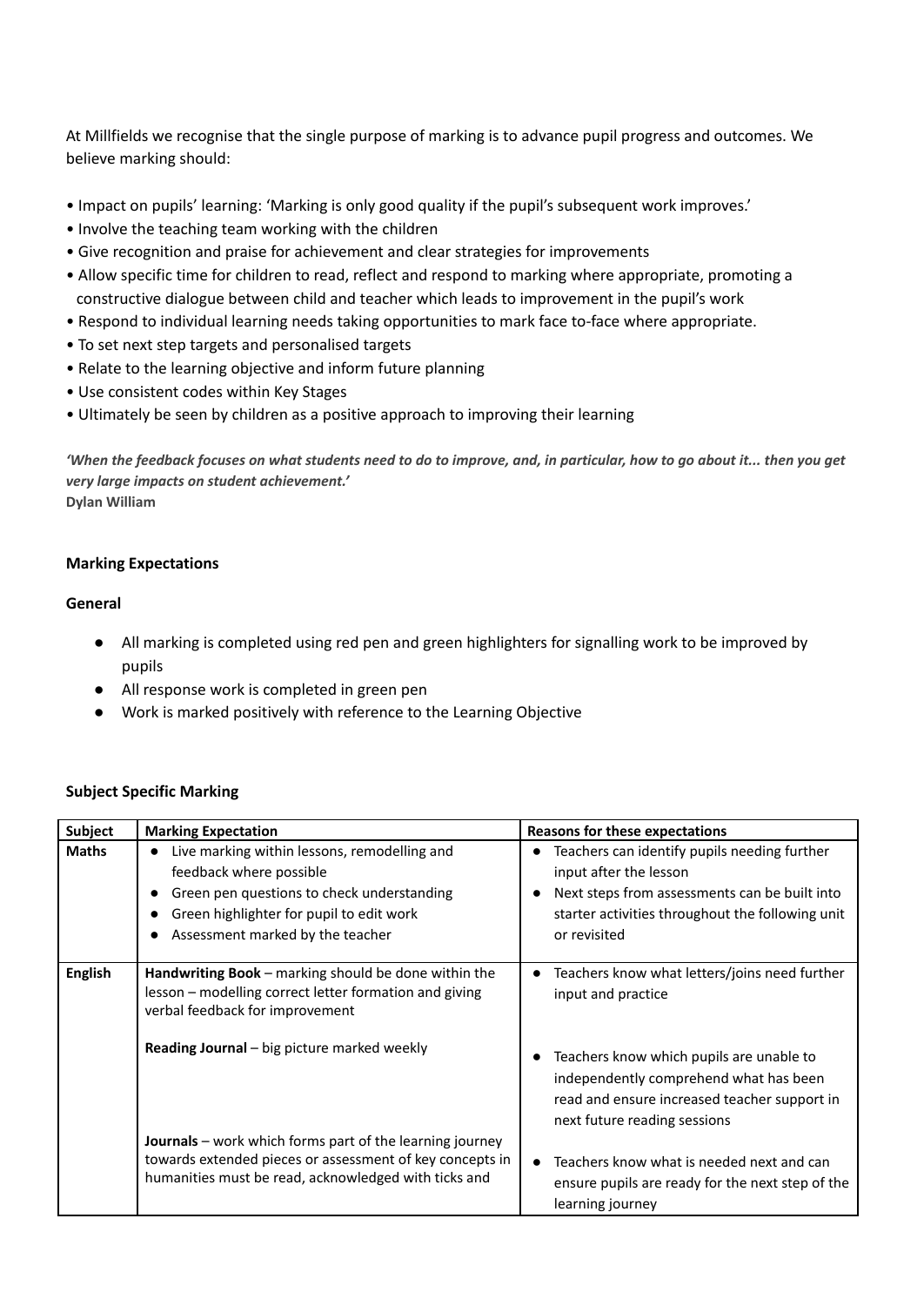At Millfields we recognise that the single purpose of marking is to advance pupil progress and outcomes. We believe marking should:

- Impact on pupils' learning: 'Marking is only good quality if the pupil's subsequent work improves.'
- Involve the teaching team working with the children
- Give recognition and praise for achievement and clear strategies for improvements
- Allow specific time for children to read, reflect and respond to marking where appropriate, promoting a constructive dialogue between child and teacher which leads to improvement in the pupil's work
- Respond to individual learning needs taking opportunities to mark face to-face where appropriate.
- To set next step targets and personalised targets
- Relate to the learning objective and inform future planning
- Use consistent codes within Key Stages
- Ultimately be seen by children as a positive approach to improving their learning

***'When the feedback focuses on what students need to do to improve, and, in particular, how to go about it... then you get very large impacts on student achievement.'***
**Dylan William**

**Marking Expectations**

**General**

- All marking is completed using red pen and green highlighters for signalling work to be improved by pupils
- All response work is completed in green pen
- Work is marked positively with reference to the Learning Objective

**Subject Specific Marking**

| Subject | Marking Expectation | Reasons for these expectations |
|---|---|---|
| **Maths** | • Live marking within lessons, remodelling and feedback where possible<br>• Green pen questions to check understanding<br>• Green highlighter for pupil to edit work<br>• Assessment marked by the teacher | • Teachers can identify pupils needing further input after the lesson<br>• Next steps from assessments can be built into starter activities throughout the following unit or revisited |
| **English** | **Handwriting Book** – marking should be done within the lesson – modelling correct letter formation and giving verbal feedback for improvement<br><br>**Reading Journal** – big picture marked weekly<br><br>**Journals** – work which forms part of the learning journey towards extended pieces or assessment of key concepts in humanities must be read, acknowledged with ticks and | • Teachers know what letters/joins need further input and practice<br><br>• Teachers know which pupils are unable to independently comprehend what has been read and ensure increased teacher support in next future reading sessions<br><br>• Teachers know what is needed next and can ensure pupils are ready for the next step of the learning journey |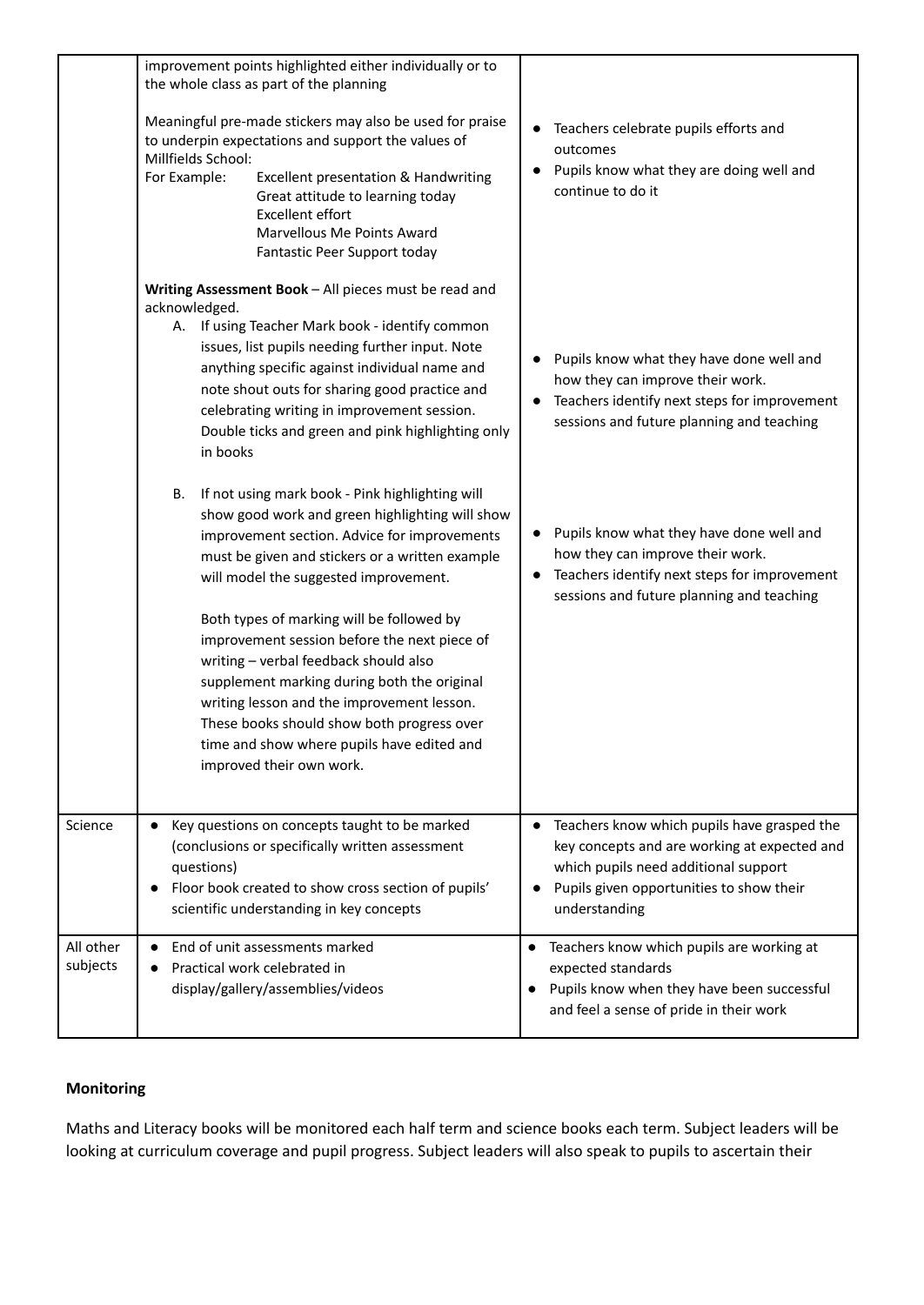| | | |
|---|---|---|
| | improvement points highlighted either individually or to the whole class as part of the planning<br><br>Meaningful pre-made stickers may also be used for praise to underpin expectations and support the values of Millfields School:<br>For Example: Excellent presentation & Handwriting<br>Great attitude to learning today<br>Excellent effort<br>Marvellous Me Points Award<br>Fantastic Peer Support today<br><br>**Writing Assessment Book** – All pieces must be read and acknowledged.<br>A. If using Teacher Mark book - identify common issues, list pupils needing further input. Note anything specific against individual name and note shout outs for sharing good practice and celebrating writing in improvement session. Double ticks and green and pink highlighting only in books<br><br>B. If not using mark book - Pink highlighting will show good work and green highlighting will show improvement section. Advice for improvements must be given and stickers or a written example will model the suggested improvement.<br><br>Both types of marking will be followed by improvement session before the next piece of writing – verbal feedback should also supplement marking during both the original writing lesson and the improvement lesson. These books should show both progress over time and show where pupils have edited and improved their own work. | • Teachers celebrate pupils efforts and outcomes<br>• Pupils know what they are doing well and continue to do it<br><br>• Pupils know what they have done well and how they can improve their work.<br>• Teachers identify next steps for improvement sessions and future planning and teaching<br><br>• Pupils know what they have done well and how they can improve their work.<br>• Teachers identify next steps for improvement sessions and future planning and teaching |
| Science | • Key questions on concepts taught to be marked (conclusions or specifically written assessment questions)<br>• Floor book created to show cross section of pupils' scientific understanding in key concepts | • Teachers know which pupils have grasped the key concepts and are working at expected and which pupils need additional support<br>• Pupils given opportunities to show their understanding |
| All other subjects | • End of unit assessments marked<br>• Practical work celebrated in display/gallery/assemblies/videos | • Teachers know which pupils are working at expected standards<br>• Pupils know when they have been successful and feel a sense of pride in their work |

**Monitoring**

Maths and Literacy books will be monitored each half term and science books each term. Subject leaders will be looking at curriculum coverage and pupil progress. Subject leaders will also speak to pupils to ascertain their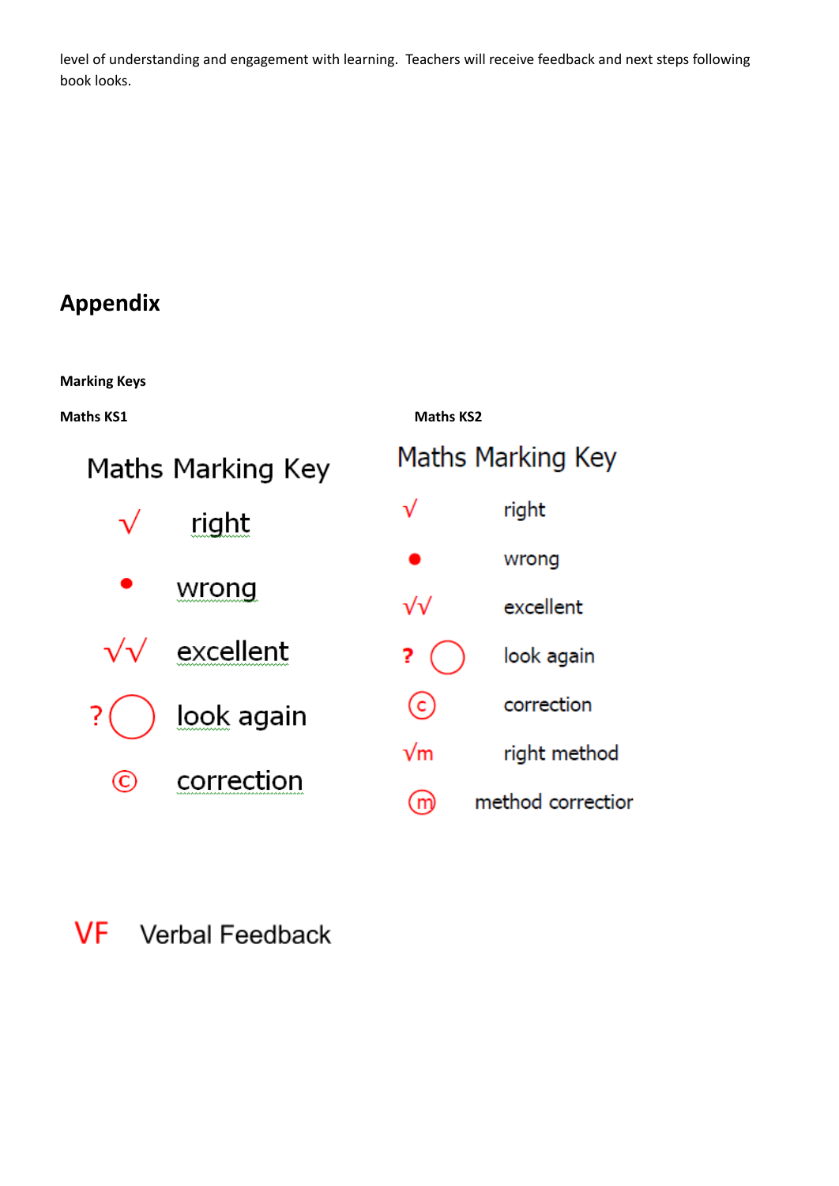level of understanding and engagement with learning. Teachers will receive feedback and next steps following book looks.

## Appendix

**Marking Keys**

**Maths KS1**

Maths Marking Key

| Symbol | Meaning |
|---|---|
| √ | right |
| • | wrong |
| √√ | excellent |
| ? ◯ | look again |
| © | correction |

**Maths KS2**

Maths Marking Key

| Symbol | Meaning |
|---|---|
| √ | right |
| • | wrong |
| √√ | excellent |
| ? ◯ | look again |
| ⓒ | correction |
| √m | right method |
| ⓜ | method correctior |

VF Verbal Feedback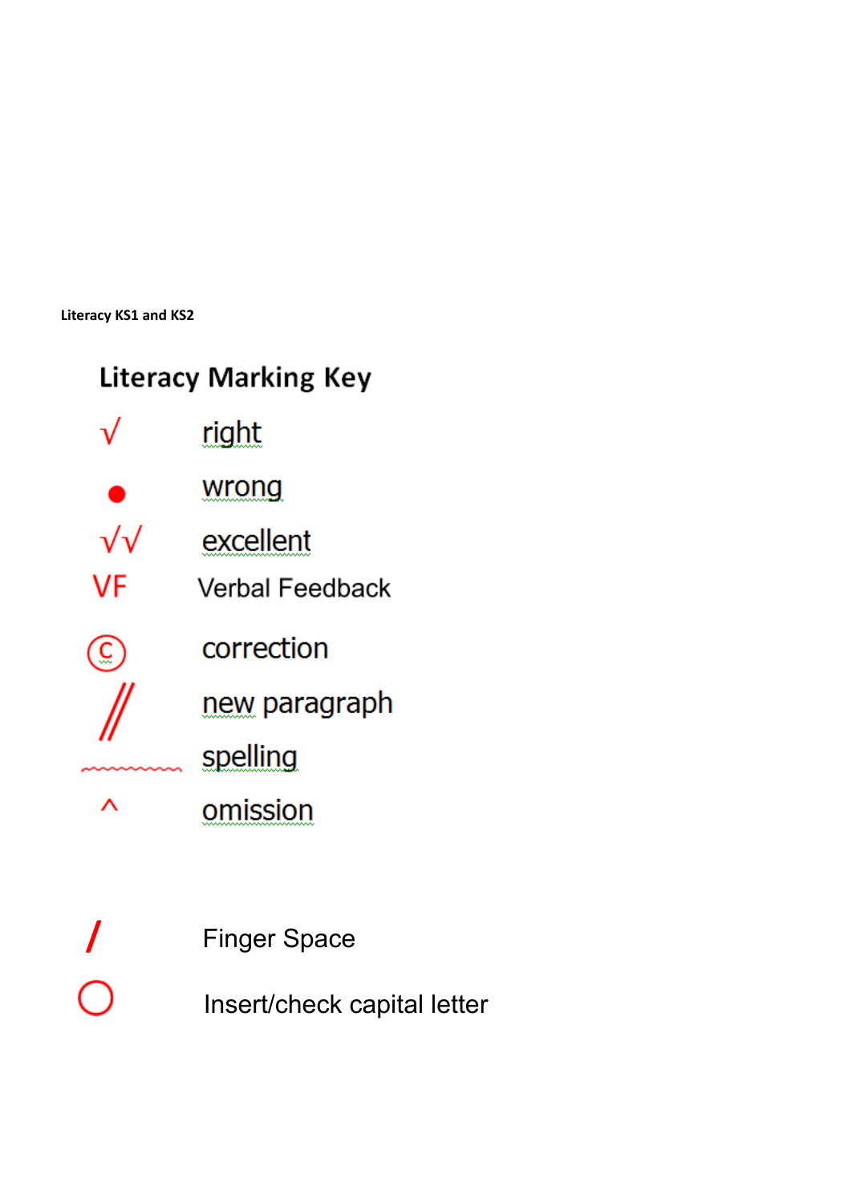Literacy KS1 and KS2

## Literacy Marking Key

| Symbol | Meaning |
|---|---|
| √ | right |
| ● | wrong |
| √√ | excellent |
| VF | Verbal Feedback |
| Ⓒ | correction |
| // | new paragraph |
| ~~~~~~~~~ | spelling |
| ^ | omission |
| / | Finger Space |
| ○ | Insert/check capital letter |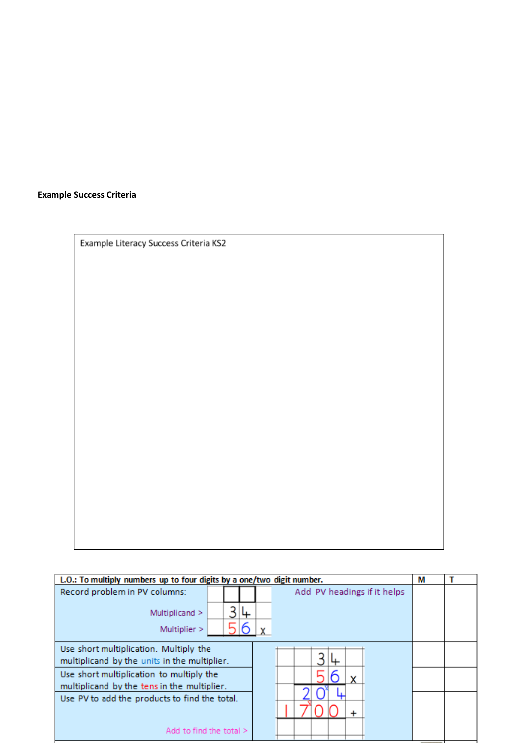**Example Success Criteria**

Example Literacy Success Criteria KS2

| L.O.: To multiply numbers up to four digits by a one/two digit number. | | M | T |
|---|---|---|---|
| Record problem in PV columns: Multiplicand > 34, Multiplier > 56 x | Add PV headings if it helps | | |
| Use short multiplication. Multiply the multiplicand by the units in the multiplier. | 34 × 56: 204, 1700 + | | |
| Use short multiplication to multiply the multiplicand by the tens in the multiplier. | | | |
| Use PV to add the products to find the total. Add to find the total > | | | |